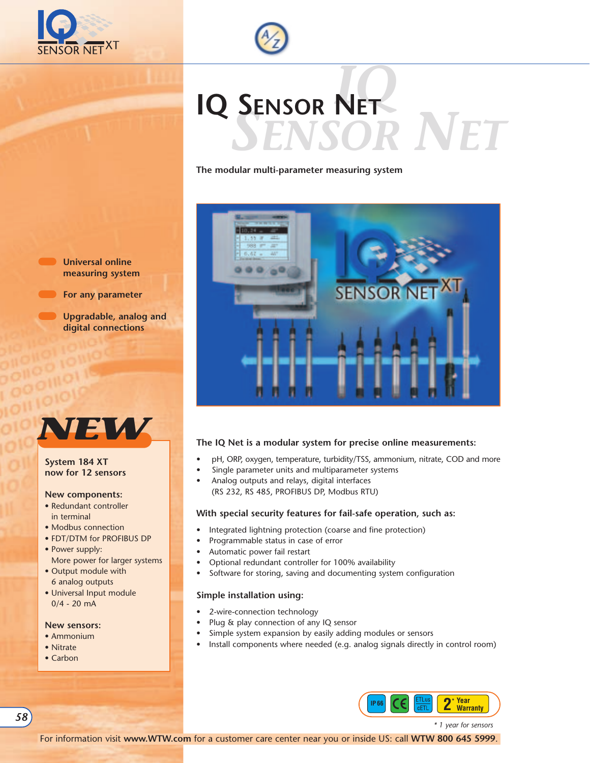# IQ SENSOR NET

**The modular multi-parameter measuring system**

- **Universal online measuring system**
- **For any parameter**
- **Upgradable, analog and digital connections**

**NEW**

**System 184 XT now for 12 sensors**

**New components:**

- Redundant controller in terminal
- Modbus connection
- FDT/DTM for PROFIBUS DP
- Power supply: More power for larger systems
- Output module with 6 analog outputs
- Universal Input module 0/4 - 20 mA

**New sensors:**

- Ammonium
- Nitrate
- Carbon

### The IQ Net is a modular system for precise online measurements:

- pH, ORP, oxygen, temperature, turbidity/TSS, ammonium, nitrate, COD and more
- Single parameter units and multiparameter systems
- Analog outputs and relays, digital interfaces (RS 232, RS 485, PROFIBUS DP, Modbus RTU)

### With special security features for fail-safe operation, such as:

- Integrated lightning protection (coarse and fine protection)
- Programmable status in case of error
- Automatic power fail restart
- Optional redundant controller for 100% availability
- Software for storing, saving and documenting system configuration

### Simple installation using:

- 2-wire-connection technology
- Plug & play connection of any IQ sensor
- Simple system expansion by easily adding modules or sensors
- Install components where needed (e.g. analog signals directly in control room)

IP 66 CE ETLus cETL 2* Year Warranty

*\* 1 year for sensors*

For information visit **www.WTW.com** for a customer care center near you or inside US: call **WTW 800 645 5999**.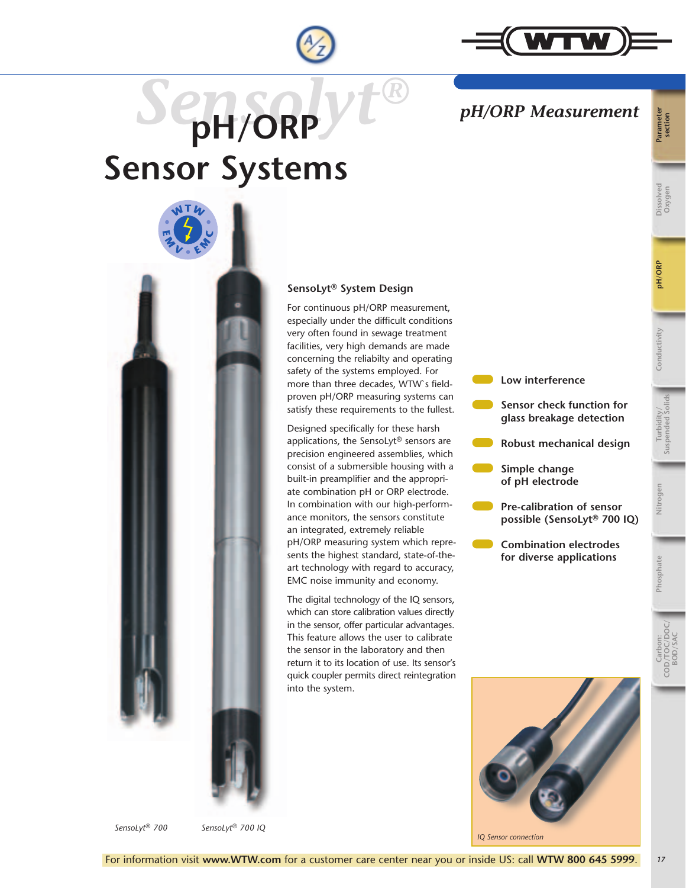# pH/ORP Sensor Systems

## pH/ORP Measurement

### SensoLyt® System Design

For continuous pH/ORP measurement, especially under the difficult conditions very often found in sewage treatment facilities, very high demands are made concerning the reliabilty and operating safety of the systems employed. For more than three decades, WTW`s field-proven pH/ORP measuring systems can satisfy these requirements to the fullest.

Designed specifically for these harsh applications, the SensoLyt® sensors are precision engineered assemblies, which consist of a submersible housing with a built-in preamplifier and the appropriate combination pH or ORP electrode. In combination with our high-performance monitors, the sensors constitute an integrated, extremely reliable pH/ORP measuring system which represents the highest standard, state-of-the-art technology with regard to accuracy, EMC noise immunity and economy.

The digital technology of the IQ sensors, which can store calibration values directly in the sensor, offer particular advantages. This feature allows the user to calibrate the sensor in the laboratory and then return it to its location of use. Its sensor's quick coupler permits direct reintegration into the system.

- **Low interference**
- **Sensor check function for glass breakage detection**
- **Robust mechanical design**
- **Simple change of pH electrode**
- **Pre-calibration of sensor possible (SensoLyt® 700 IQ)**
- **Combination electrodes for diverse applications**

*SensoLyt® 700*

*SensoLyt® 700 IQ*

*IQ Sensor connection*

For information visit **www.WTW.com** for a customer care center near you or inside US: call **WTW 800 645 5999**.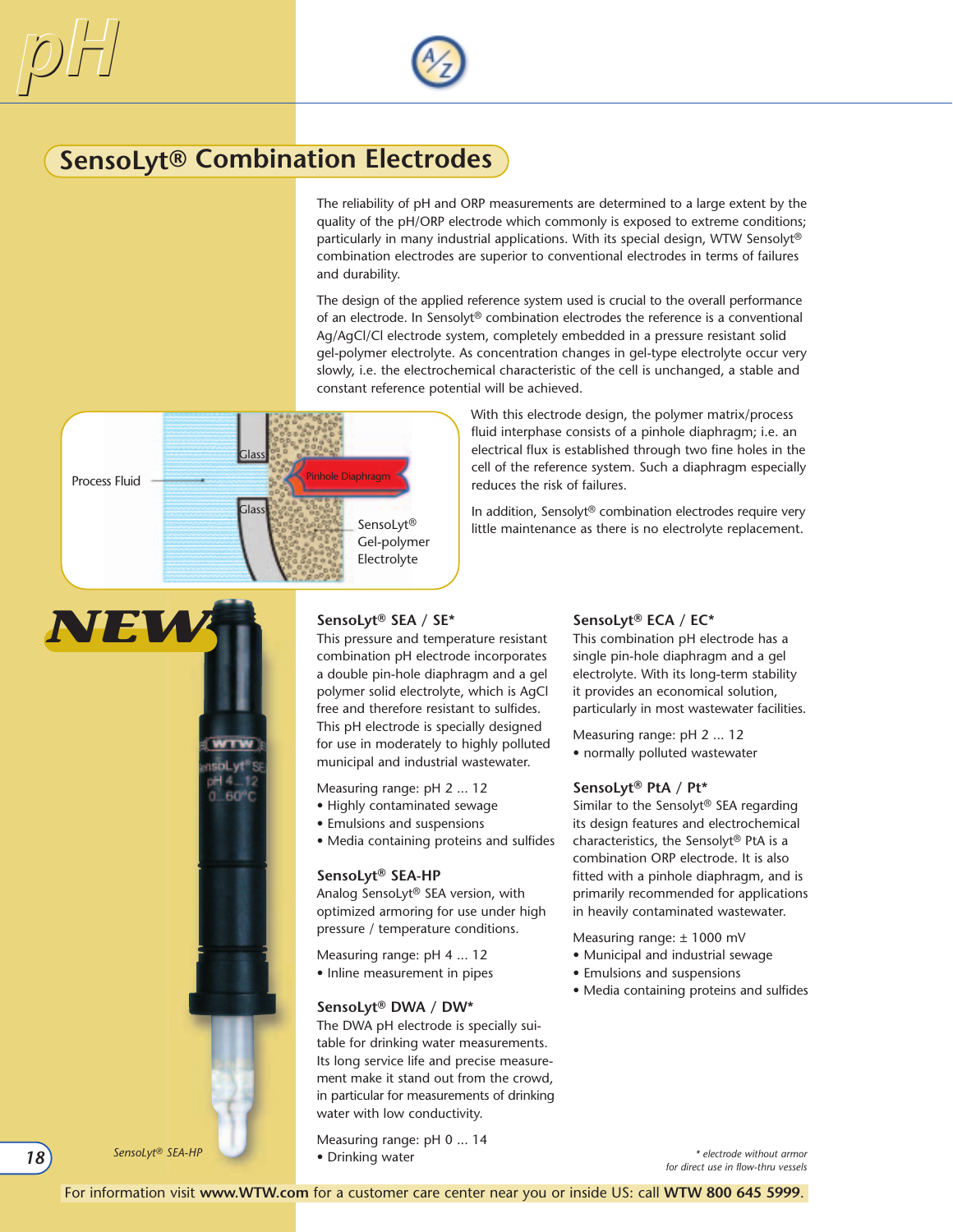## SensoLyt® Combination Electrodes

The reliability of pH and ORP measurements are determined to a large extent by the quality of the pH/ORP electrode which commonly is exposed to extreme conditions; particularly in many industrial applications. With its special design, WTW Sensolyt® combination electrodes are superior to conventional electrodes in terms of failures and durability.

The design of the applied reference system used is crucial to the overall performance of an electrode. In Sensolyt® combination electrodes the reference is a conventional Ag/AgCl/Cl electrode system, completely embedded in a pressure resistant solid gel-polymer electrolyte. As concentration changes in gel-type electrolyte occur very slowly, i.e. the electrochemical characteristic of the cell is unchanged, a stable and constant reference potential will be achieved.

Process Fluid

Glass

Pinhole Diaphragm

Glass

SensoLyt® Gel-polymer Electrolyte

With this electrode design, the polymer matrix/process fluid interphase consists of a pinhole diaphragm; i.e. an electrical flux is established through two fine holes in the cell of the reference system. Such a diaphragm especially reduces the risk of failures.

In addition, Sensolyt® combination electrodes require very little maintenance as there is no electrolyte replacement.

**NEW**

### SensoLyt® SEA / SE*

This pressure and temperature resistant combination pH electrode incorporates a double pin-hole diaphragm and a gel polymer solid electrolyte, which is AgCl free and therefore resistant to sulfides. This pH electrode is specially designed for use in moderately to highly polluted municipal and industrial wastewater.

Measuring range: pH 2 ... 12

- Highly contaminated sewage
- Emulsions and suspensions
- Media containing proteins and sulfides

### SensoLyt® SEA-HP

Analog SensoLyt® SEA version, with optimized armoring for use under high pressure / temperature conditions.

Measuring range: pH 4 ... 12

- Inline measurement in pipes

### SensoLyt® DWA / DW*

The DWA pH electrode is specially suitable for drinking water measurements. Its long service life and precise measurement make it stand out from the crowd, in particular for measurements of drinking water with low conductivity.

Measuring range: pH 0 ... 14

- Drinking water

### SensoLyt® ECA / EC*

This combination pH electrode has a single pin-hole diaphragm and a gel electrolyte. With its long-term stability it provides an economical solution, particularly in most wastewater facilities.

Measuring range: pH 2 ... 12

- normally polluted wastewater

### SensoLyt® PtA / Pt*

Similar to the Sensolyt® SEA regarding its design features and electrochemical characteristics, the Sensolyt® PtA is a combination ORP electrode. It is also fitted with a pinhole diaphragm, and is primarily recommended for applications in heavily contaminated wastewater.

Measuring range: ± 1000 mV

- Municipal and industrial sewage
- Emulsions and suspensions
- Media containing proteins and sulfides

*SensoLyt® SEA-HP*

*\* electrode without armor for direct use in flow-thru vessels*

For information visit **www.WTW.com** for a customer care center near you or inside US: call **WTW 800 645 5999**.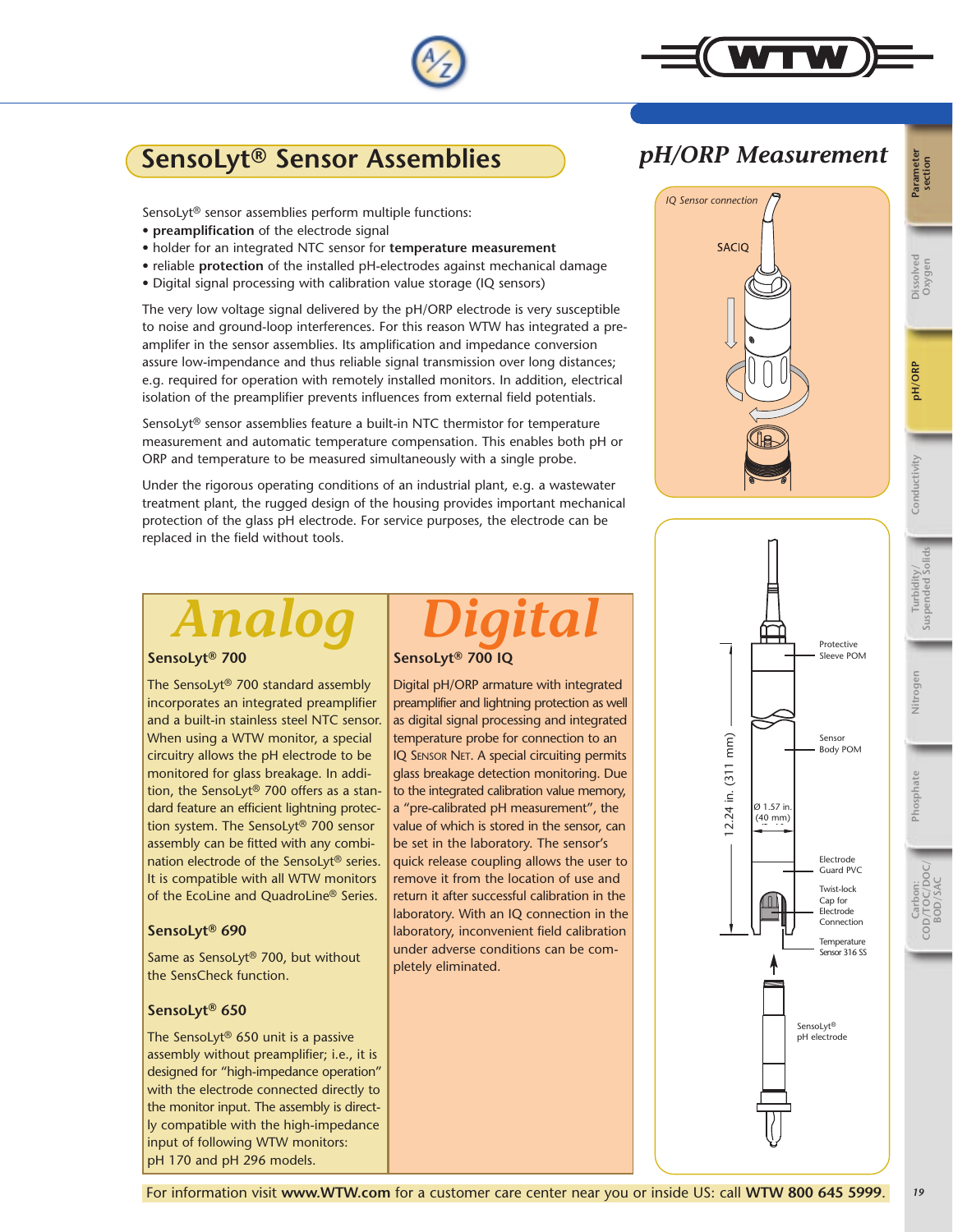# SensoLyt® Sensor Assemblies

## pH/ORP Measurement

SensoLyt® sensor assemblies perform multiple functions:

- **preamplification** of the electrode signal
- holder for an integrated NTC sensor for **temperature measurement**
- reliable **protection** of the installed pH-electrodes against mechanical damage
- Digital signal processing with calibration value storage (IQ sensors)

The very low voltage signal delivered by the pH/ORP electrode is very susceptible to noise and ground-loop interferences. For this reason WTW has integrated a preamplifer in the sensor assemblies. Its amplification and impedance conversion assure low-impendance and thus reliable signal transmission over long distances; e.g. required for operation with remotely installed monitors. In addition, electrical isolation of the preamplifier prevents influences from external field potentials.

SensoLyt® sensor assemblies feature a built-in NTC thermistor for temperature measurement and automatic temperature compensation. This enables both pH or ORP and temperature to be measured simultaneously with a single probe.

Under the rigorous operating conditions of an industrial plant, e.g. a wastewater treatment plant, the rugged design of the housing provides important mechanical protection of the glass pH electrode. For service purposes, the electrode can be replaced in the field without tools.

IQ Sensor connection

SACIQ

## Analog

### SensoLyt® 700

The SensoLyt® 700 standard assembly incorporates an integrated preamplifier and a built-in stainless steel NTC sensor. When using a WTW monitor, a special circuitry allows the pH electrode to be monitored for glass breakage. In addition, the SensoLyt® 700 offers as a standard feature an efficient lightning protection system. The SensoLyt® 700 sensor assembly can be fitted with any combination electrode of the SensoLyt® series. It is compatible with all WTW monitors of the EcoLine and QuadroLine® Series.

### SensoLyt® 690

Same as SensoLyt® 700, but without the SensCheck function.

### SensoLyt® 650

The SensoLyt® 650 unit is a passive assembly without preamplifier; i.e., it is designed for "high-impedance operation" with the electrode connected directly to the monitor input. The assembly is directly compatible with the high-impedance input of following WTW monitors: pH 170 and pH 296 models.

## Digital

### SensoLyt® 700 IQ

Digital pH/ORP armature with integrated preamplifier and lightning protection as well as digital signal processing and integrated temperature probe for connection to an IQ Sensor Net. A special circuiting permits glass breakage detection monitoring. Due to the integrated calibration value memory, a "pre-calibrated pH measurement", the value of which is stored in the sensor, can be set in the laboratory. The sensor's quick release coupling allows the user to remove it from the location of use and return it after successful calibration in the laboratory. With an IQ connection in the laboratory, inconvenient field calibration under adverse conditions can be completely eliminated.

12.24 in. (311 mm)

Ø 1.57 in. (40 mm)

Protective Sleeve POM

Sensor Body POM

Electrode Guard PVC

Twist-lock Cap for Electrode Connection

Temperature Sensor 316 SS

SensoLyt® pH electrode

For information visit **www.WTW.com** for a customer care center near you or inside US: call **WTW 800 645 5999**.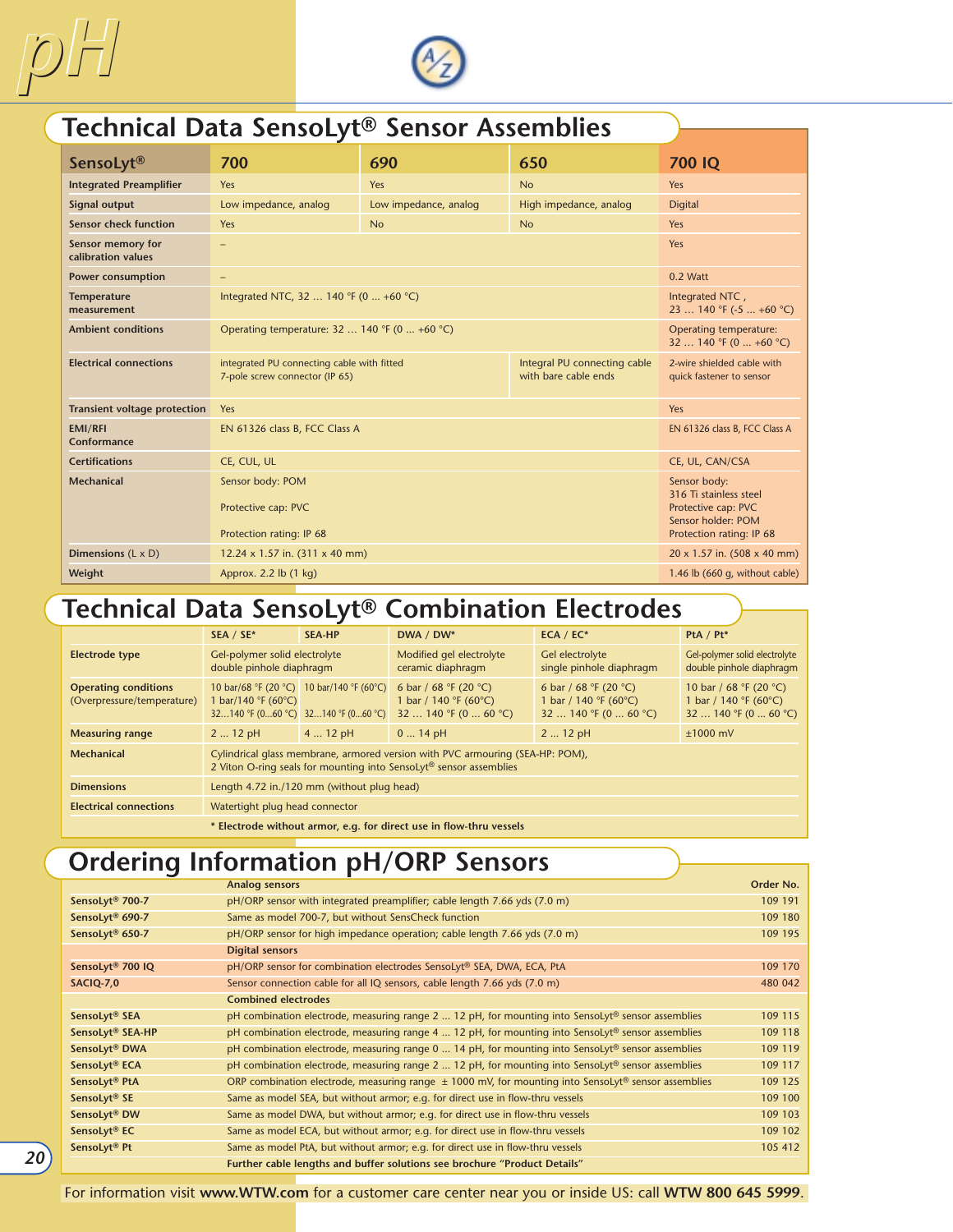# Technical Data SensoLyt® Sensor Assemblies

| SensoLyt® | 700 | 690 | 650 | 700 IQ |
|---|---|---|---|---|
| Integrated Preamplifier | Yes | Yes | No | Yes |
| Signal output | Low impedance, analog | Low impedance, analog | High impedance, analog | Digital |
| Sensor check function | Yes | No | No | Yes |
| Sensor memory for calibration values | – | | | Yes |
| Power consumption | – | | | 0.2 Watt |
| Temperature measurement | Integrated NTC, 32 … 140 °F (0 ... +60 °C) | | | Integrated NTC , 23 … 140 °F (-5 ... +60 °C) |
| Ambient conditions | Operating temperature: 32 … 140 °F (0 ... +60 °C) | | | Operating temperature: 32 … 140 °F (0 ... +60 °C) |
| Electrical connections | integrated PU connecting cable with fitted 7-pole screw connector (IP 65) | | Integral PU connecting cable with bare cable ends | 2-wire shielded cable with quick fastener to sensor |
| Transient voltage protection | Yes | | | Yes |
| EMI/RFI Conformance | EN 61326 class B, FCC Class A | | | EN 61326 class B, FCC Class A |
| Certifications | CE, CUL, UL | | | CE, UL, CAN/CSA |
| Mechanical | Sensor body: POM<br>Protective cap: PVC<br>Protection rating: IP 68 | | | Sensor body: 316 Ti stainless steel<br>Protective cap: PVC<br>Sensor holder: POM<br>Protection rating: IP 68 |
| Dimensions (L x D) | 12.24 x 1.57 in. (311 x 40 mm) | | | 20 x 1.57 in. (508 x 40 mm) |
| Weight | Approx. 2.2 lb (1 kg) | | | 1.46 lb (660 g, without cable) |

# Technical Data SensoLyt® Combination Electrodes

| | SEA / SE* | SEA-HP | DWA / DW* | ECA / EC* | PtA / Pt* |
|---|---|---|---|---|---|
| Electrode type | Gel-polymer solid electrolyte double pinhole diaphragm | | Modified gel electrolyte ceramic diaphragm | Gel electrolyte single pinhole diaphragm | Gel-polymer solid electrolyte double pinhole diaphragm |
| Operating conditions (Overpressure/temperature) | 10 bar/68 °F (20 °C)<br>1 bar/140 °F (60°C)<br>32…140 °F (0…60 °C) | 10 bar/140 °F (60°C)<br>32…140 °F (0…60 °C) | 6 bar / 68 °F (20 °C)<br>1 bar / 140 °F (60°C)<br>32 … 140 °F (0 … 60 °C) | 6 bar / 68 °F (20 °C)<br>1 bar / 140 °F (60°C)<br>32 … 140 °F (0 … 60 °C) | 10 bar / 68 °F (20 °C)<br>1 bar / 140 °F (60°C)<br>32 … 140 °F (0 … 60 °C) |
| Measuring range | 2 ... 12 pH | 4 ... 12 pH | 0 ... 14 pH | 2 ... 12 pH | ±1000 mV |
| Mechanical | Cylindrical glass membrane, armored version with PVC armouring (SEA-HP: POM), 2 Viton O-ring seals for mounting into SensoLyt® sensor assemblies | | | | |
| Dimensions | Length 4.72 in./120 mm (without plug head) | | | | |
| Electrical connections | Watertight plug head connector | | | | |

**\* Electrode without armor, e.g. for direct use in flow-thru vessels**

# Ordering Information pH/ORP Sensors

| | | Order No. |
|---|---|---|
| | **Analog sensors** | |
| SensoLyt® 700-7 | pH/ORP sensor with integrated preamplifier; cable length 7.66 yds (7.0 m) | 109 191 |
| SensoLyt® 690-7 | Same as model 700-7, but without SensCheck function | 109 180 |
| SensoLyt® 650-7 | pH/ORP sensor for high impedance operation; cable length 7.66 yds (7.0 m) | 109 195 |
| | **Digital sensors** | |
| SensoLyt® 700 IQ | pH/ORP sensor for combination electrodes SensoLyt® SEA, DWA, ECA, PtA | 109 170 |
| SACIQ-7,0 | Sensor connection cable for all IQ sensors, cable length 7.66 yds (7.0 m) | 480 042 |
| | **Combined electrodes** | |
| SensoLyt® SEA | pH combination electrode, measuring range 2 ... 12 pH, for mounting into SensoLyt® sensor assemblies | 109 115 |
| SensoLyt® SEA-HP | pH combination electrode, measuring range 4 ... 12 pH, for mounting into SensoLyt® sensor assemblies | 109 118 |
| SensoLyt® DWA | pH combination electrode, measuring range 0 ... 14 pH, for mounting into SensoLyt® sensor assemblies | 109 119 |
| SensoLyt® ECA | pH combination electrode, measuring range 2 ... 12 pH, for mounting into SensoLyt® sensor assemblies | 109 117 |
| SensoLyt® PtA | ORP combination electrode, measuring range ± 1000 mV, for mounting into SensoLyt® sensor assemblies | 109 125 |
| SensoLyt® SE | Same as model SEA, but without armor; e.g. for direct use in flow-thru vessels | 109 100 |
| SensoLyt® DW | Same as model DWA, but without armor; e.g. for direct use in flow-thru vessels | 109 103 |
| SensoLyt® EC | Same as model ECA, but without armor; e.g. for direct use in flow-thru vessels | 109 102 |
| SensoLyt® Pt | Same as model PtA, but without armor; e.g. for direct use in flow-thru vessels | 105 412 |
| | **Further cable lengths and buffer solutions see brochure "Product Details"** | |

For information visit **www.WTW.com** for a customer care center near you or inside US: call **WTW 800 645 5999**.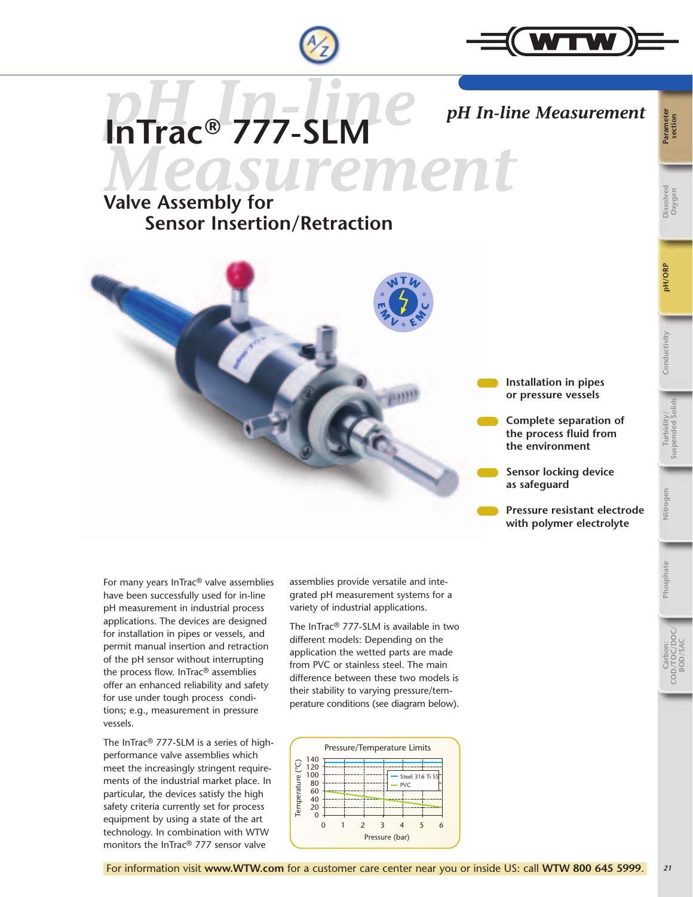# InTrac® 777-SLM

*pH In-line Measurement*

## Valve Assembly for Sensor Insertion/Retraction

- Installation in pipes or pressure vessels
- Complete separation of the process fluid from the environment
- Sensor locking device as safeguard
- Pressure resistant electrode with polymer electrolyte

For many years InTrac® valve assemblies have been successfully used for in-line pH measurement in industrial process applications. The devices are designed for installation in pipes or vessels, and permit manual insertion and retraction of the pH sensor without interrupting the process flow. InTrac® assemblies offer an enhanced reliability and safety for use under tough process conditions; e.g., measurement in pressure vessels.

The InTrac® 777-SLM is a series of high-performance valve assemblies which meet the increasingly stringent requirements of the industrial market place. In particular, the devices satisfy the high safety criteria currently set for process equipment by using a state of the art technology. In combination with WTW monitors the InTrac® 777 sensor valve assemblies provide versatile and integrated pH measurement systems for a variety of industrial applications.

The InTrac® 777-SLM is available in two different models: Depending on the application the wetted parts are made from PVC or stainless steel. The main difference between these two models is their stability to varying pressure/temperature conditions (see diagram below).

Pressure/Temperature Limits

Temperature (°C): 0, 20, 40, 60, 80, 100, 120, 140

Pressure (bar): 0, 1, 2, 3, 4, 5, 6

Steel 316 Ti SS

PVC

For information visit **www.WTW.com** for a customer care center near you or inside US: call **WTW 800 645 5999**.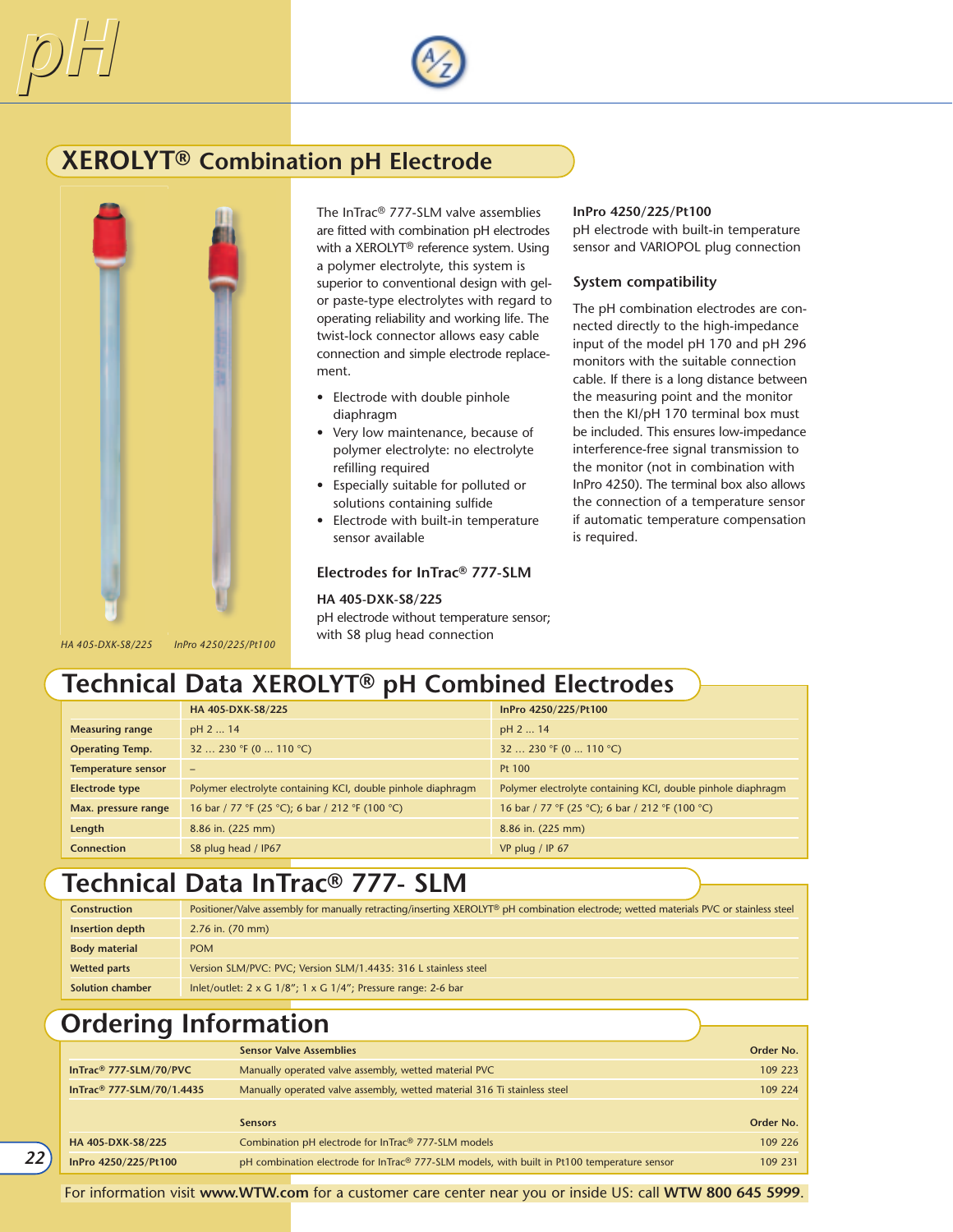# XEROLYT® Combination pH Electrode

HA 405-DXK-S8/225 InPro 4250/225/Pt100

The InTrac® 777-SLM valve assemblies are fitted with combination pH electrodes with a XEROLYT® reference system. Using a polymer electrolyte, this system is superior to conventional design with gel- or paste-type electrolytes with regard to operating reliability and working life. The twist-lock connector allows easy cable connection and simple electrode replacement.

- Electrode with double pinhole diaphragm
- Very low maintenance, because of polymer electrolyte: no electrolyte refilling required
- Especially suitable for polluted or solutions containing sulfide
- Electrode with built-in temperature sensor available

### Electrodes for InTrac® 777-SLM

**HA 405-DXK-S8/225**
pH electrode without temperature sensor; with S8 plug head connection

**InPro 4250/225/Pt100**
pH electrode with built-in temperature sensor and VARIOPOL plug connection

### System compatibility

The pH combination electrodes are connected directly to the high-impedance input of the model pH 170 and pH 296 monitors with the suitable connection cable. If there is a long distance between the measuring point and the monitor then the KI/pH 170 terminal box must be included. This ensures low-impedance interference-free signal transmission to the monitor (not in combination with InPro 4250). The terminal box also allows the connection of a temperature sensor if automatic temperature compensation is required.

## Technical Data XEROLYT® pH Combined Electrodes

| | HA 405-DXK-S8/225 | InPro 4250/225/Pt100 |
|---|---|---|
| Measuring range | pH 2 ... 14 | pH 2 ... 14 |
| Operating Temp. | 32 ... 230 °F (0 ... 110 °C) | 32 ... 230 °F (0 ... 110 °C) |
| Temperature sensor | – | Pt 100 |
| Electrode type | Polymer electrolyte containing KCl, double pinhole diaphragm | Polymer electrolyte containing KCl, double pinhole diaphragm |
| Max. pressure range | 16 bar / 77 °F (25 °C); 6 bar / 212 °F (100 °C) | 16 bar / 77 °F (25 °C); 6 bar / 212 °F (100 °C) |
| Length | 8.86 in. (225 mm) | 8.86 in. (225 mm) |
| Connection | S8 plug head / IP67 | VP plug / IP 67 |

## Technical Data InTrac® 777- SLM

| | |
|---|---|
| Construction | Positioner/Valve assembly for manually retracting/inserting XEROLYT® pH combination electrode; wetted materials PVC or stainless steel |
| Insertion depth | 2.76 in. (70 mm) |
| Body material | POM |
| Wetted parts | Version SLM/PVC: PVC; Version SLM/1.4435: 316 L stainless steel |
| Solution chamber | Inlet/outlet: 2 x G 1/8"; 1 x G 1/4"; Pressure range: 2-6 bar |

## Ordering Information

| | Sensor Valve Assemblies | Order No. |
|---|---|---|
| InTrac® 777-SLM/70/PVC | Manually operated valve assembly, wetted material PVC | 109 223 |
| InTrac® 777-SLM/70/1.4435 | Manually operated valve assembly, wetted material 316 Ti stainless steel | 109 224 |
| | **Sensors** | **Order No.** |
| HA 405-DXK-S8/225 | Combination pH electrode for InTrac® 777-SLM models | 109 226 |
| InPro 4250/225/Pt100 | pH combination electrode for InTrac® 777-SLM models, with built in Pt100 temperature sensor | 109 231 |

For information visit **www.WTW.com** for a customer care center near you or inside US: call **WTW 800 645 5999**.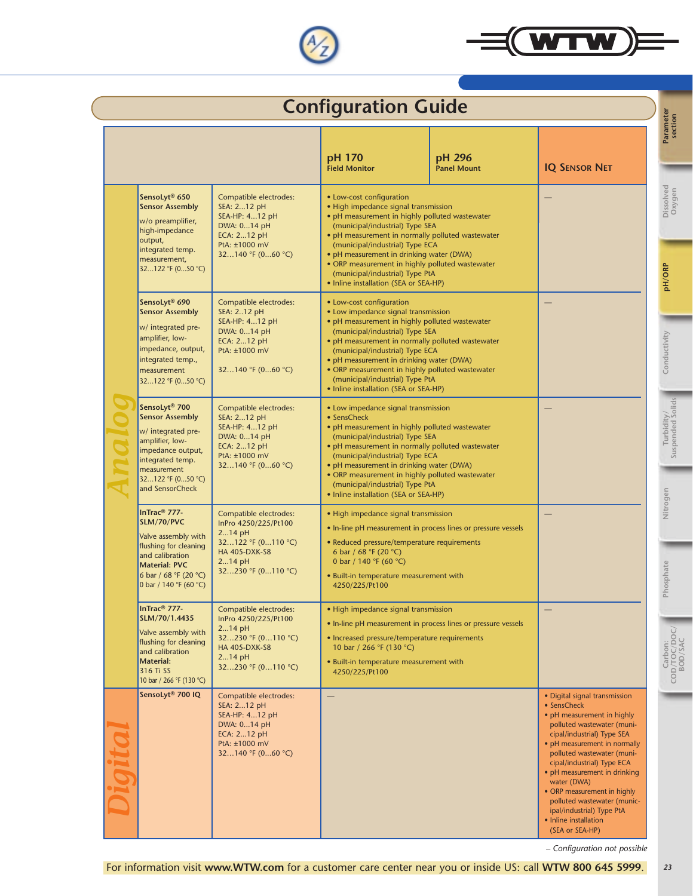# Configuration Guide

| | | | pH 170 Field Monitor | pH 296 Panel Mount | IQ SENSOR NET |
|---|---|---|---|---|---|
| *Analog* | **SensoLyt® 650 Sensor Assembly** w/o preamplifier, high-impedance output, integrated temp. measurement, 32…122 °F (0…50 °C) | Compatible electrodes: SEA: 2…12 pH SEA-HP: 4…12 pH DWA: 0…14 pH ECA: 2…12 pH PtA: ±1000 mV 32…140 °F (0…60 °C) | • Low-cost configuration • High impedance signal transmission • pH measurement in highly polluted wastewater (municipal/industrial) Type SEA • pH measurement in normally polluted wastewater (municipal/industrial) Type ECA • pH measurement in drinking water (DWA) • ORP measurement in highly polluted wastewater (municipal/industrial) Type PtA • Inline installation (SEA or SEA-HP) | | – |
| | **SensoLyt® 690 Sensor Assembly** w/ integrated pre-amplifier, low-impedance, output, integrated temp., measurement 32…122 °F (0…50 °C) | Compatible electrodes: SEA: 2..12 pH SEA-HP: 4…12 pH DWA: 0…14 pH ECA: 2…12 pH PtA: ±1000 mV 32…140 °F (0…60 °C) | • Low-cost configuration • Low impedance signal transmission • pH measurement in highly polluted wastewater (municipal/industrial) Type SEA • pH measurement in normally polluted wastewater (municipal/industrial) Type ECA • pH measurement in drinking water (DWA) • ORP measurement in highly polluted wastewater (municipal/industrial) Type PtA • Inline installation (SEA or SEA-HP) | | – |
| | **SensoLyt® 700 Sensor Assembly** w/ integrated pre-amplifier, low-impedance output, integrated temp. measurement 32…122 °F (0…50 °C) and SensorCheck | Compatible electrodes: SEA: 2…12 pH SEA-HP: 4…12 pH DWA: 0…14 pH ECA: 2…12 pH PtA: ±1000 mV 32…140 °F (0…60 °C) | • Low impedance signal transmission • SensCheck • pH measurement in highly polluted wastewater (municipal/industrial) Type SEA • pH measurement in normally polluted wastewater (municipal/industrial) Type ECA • pH measurement in drinking water (DWA) • ORP measurement in highly polluted wastewater (municipal/industrial) Type PtA • Inline installation (SEA or SEA-HP) | | – |
| | **InTrac® 777-SLM/70/PVC** Valve assembly with flushing for cleaning and calibration **Material: PVC** 6 bar / 68 °F (20 °C) 0 bar / 140 °F (60 °C) | Compatible electrodes: InPro 4250/225/Pt100 2…14 pH 32…122 °F (0…110 °C) HA 405-DXK-S8 2…14 pH 32…230 °F (0…110 °C) | • High impedance signal transmission • In-line pH measurement in process lines or pressure vessels • Reduced pressure/temperature requirements 6 bar / 68 °F (20 °C) 0 bar / 140 °F (60 °C) • Built-in temperature measurement with 4250/225/Pt100 | | – |
| | **InTrac® 777-SLM/70/1.4435** Valve assembly with flushing for cleaning and calibration **Material:** 316 Ti SS 10 bar / 266 °F (130 °C) | Compatible electrodes: InPro 4250/225/Pt100 2…14 pH 32…230 °F (0…110 °C) HA 405-DXK-S8 2…14 pH 32…230 °F (0…110 °C) | • High impedance signal transmission • In-line pH measurement in process lines or pressure vessels • Increased pressure/temperature requirements 10 bar / 266 °F (130 °C) • Built-in temperature measurement with 4250/225/Pt100 | | – |
| *Digital* | **SensoLyt® 700 IQ** | Compatible electrodes: SEA: 2…12 pH SEA-HP: 4…12 pH DWA: 0…14 pH ECA: 2…12 pH PtA: ±1000 mV 32…140 °F (0…60 °C) | – | | • Digital signal transmission • SensCheck • pH measurement in highly polluted wastewater (municipal/industrial) Type SEA • pH measurement in normally polluted wastewater (municipal/industrial) Type ECA • pH measurement in drinking water (DWA) • ORP measurement in highly polluted wastewater (municipal/industrial) Type PtA • Inline installation (SEA or SEA-HP) |

*– Configuration not possible*

For information visit **www.WTW.com** for a customer care center near you or inside US: call **WTW 800 645 5999**.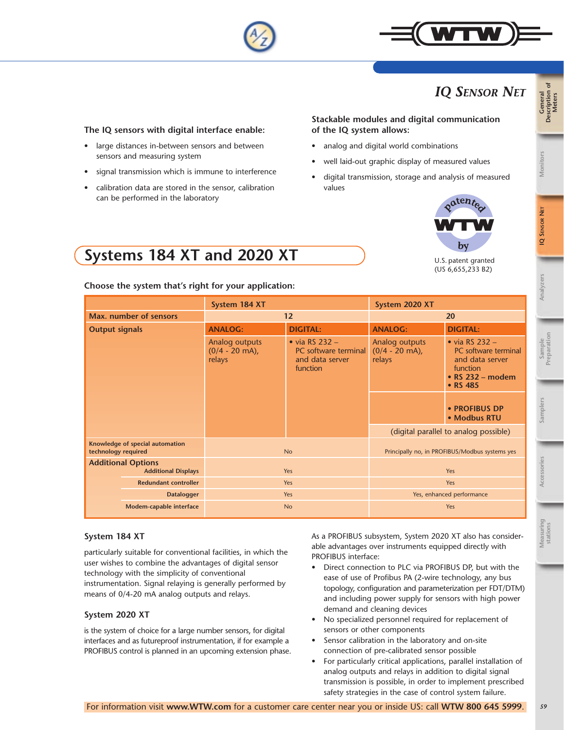## IQ SENSOR NET

**The IQ sensors with digital interface enable:**

- large distances in-between sensors and between sensors and measuring system
- signal transmission which is immune to interference
- calibration data are stored in the sensor, calibration can be performed in the laboratory

**Stackable modules and digital communication of the IQ system allows:**

- analog and digital world combinations
- well laid-out graphic display of measured values
- digital transmission, storage and analysis of measured values

patented by WTW

U.S. patent granted (US 6,655,233 B2)

# Systems 184 XT and 2020 XT

**Choose the system that's right for your application:**

| | System 184 XT | | System 2020 XT | |
|---|---|---|---|---|
| **Max. number of sensors** | 12 | | 20 | |
| **Output signals** | **ANALOG:** | **DIGITAL:** | **ANALOG:** | **DIGITAL:** |
| | Analog outputs (0/4 - 20 mA), relays | • via RS 232 – PC software terminal and data server function | Analog outputs (0/4 - 20 mA), relays | • via RS 232 – PC software terminal and data server function<br>• **RS 232 – modem**<br>• **RS 485** |
| | | | | • **PROFIBUS DP**<br>• **Modbus RTU** |
| | | | (digital parallel to analog possible) | |
| **Knowledge of special automation technology required** | No | | Principally no, in PROFIBUS/Modbus systems yes | |
| **Additional Options** | | | | |
| Additional Displays | Yes | | Yes | |
| Redundant controller | Yes | | Yes | |
| Datalogger | Yes | | Yes, enhanced performance | |
| Modem-capable interface | No | | Yes | |

### System 184 XT

particularly suitable for conventional facilities, in which the user wishes to combine the advantages of digital sensor technology with the simplicity of conventional instrumentation. Signal relaying is generally performed by means of 0/4-20 mA analog outputs and relays.

### System 2020 XT

is the system of choice for a large number sensors, for digital interfaces and as futureproof instrumentation, if for example a PROFIBUS control is planned in an upcoming extension phase.

As a PROFIBUS subsystem, System 2020 XT also has considerable advantages over instruments equipped directly with PROFIBUS interface:

- Direct connection to PLC via PROFIBUS DP, but with the ease of use of Profibus PA (2-wire technology, any bus topology, configuration and parameterization per FDT/DTM) and including power supply for sensors with high power demand and cleaning devices
- No specialized personnel required for replacement of sensors or other components
- Sensor calibration in the laboratory and on-site connection of pre-calibrated sensor possible
- For particularly critical applications, parallel installation of analog outputs and relays in addition to digital signal transmission is possible, in order to implement prescribed safety strategies in the case of control system failure.

For information visit **www.WTW.com** for a customer care center near you or inside US: call **WTW 800 645 5999**.